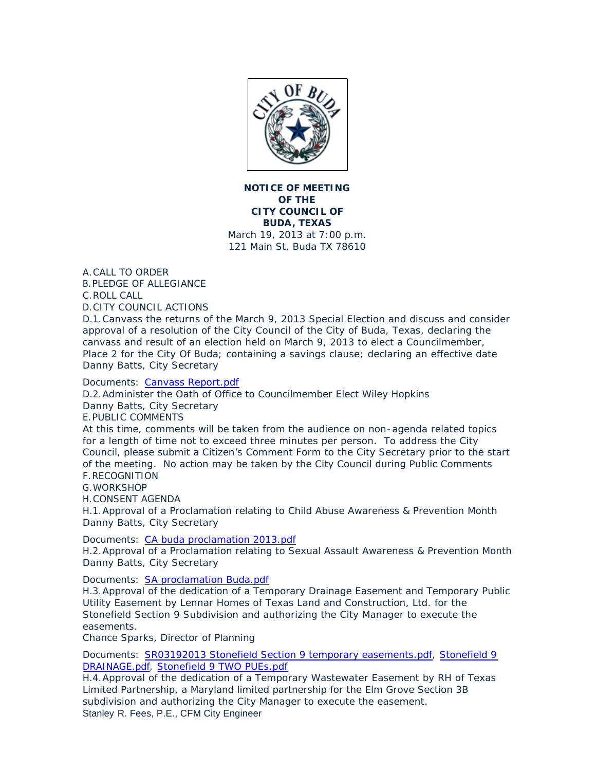**NOTICE OF MEETING**
**OF THE**
**CITY COUNCIL OF**
**BUDA, TEXAS**

March 19, 2013 at 7:00 p.m.
121 Main St, Buda TX 78610

A. CALL TO ORDER
B. PLEDGE OF ALLEGIANCE
C. ROLL CALL
D. CITY COUNCIL ACTIONS

D.1. Canvass the returns of the March 9, 2013 Special Election and discuss and consider approval of a resolution of the City Council of the City of Buda, Texas, declaring the canvass and result of an election held on March 9, 2013 to elect a Councilmember, Place 2 for the City Of Buda; containing a savings clause; declaring an effective date
Danny Batts, City Secretary

Documents: Canvass Report.pdf

D.2. Administer the Oath of Office to Councilmember Elect Wiley Hopkins
Danny Batts, City Secretary

E. PUBLIC COMMENTS
At this time, comments will be taken from the audience on non-agenda related topics for a length of time not to exceed three minutes per person. To address the City Council, please submit a Citizen's Comment Form to the City Secretary prior to the start of the meeting. No action may be taken by the City Council during Public Comments

F. RECOGNITION
G. WORKSHOP
H. CONSENT AGENDA

H.1. Approval of a Proclamation relating to Child Abuse Awareness & Prevention Month
Danny Batts, City Secretary

Documents: CA buda proclamation 2013.pdf

H.2. Approval of a Proclamation relating to Sexual Assault Awareness & Prevention Month
Danny Batts, City Secretary

Documents: SA proclamation Buda.pdf

H.3. Approval of the dedication of a Temporary Drainage Easement and Temporary Public Utility Easement by Lennar Homes of Texas Land and Construction, Ltd. for the Stonefield Section 9 Subdivision and authorizing the City Manager to execute the easements.
Chance Sparks, Director of Planning

Documents: SR03192013 Stonefield Section 9 temporary easements.pdf, Stonefield 9 DRAINAGE.pdf, Stonefield 9 TWO PUEs.pdf

H.4. Approval of the dedication of a Temporary Wastewater Easement by RH of Texas Limited Partnership, a Maryland limited partnership for the Elm Grove Section 3B subdivision and authorizing the City Manager to execute the easement.
Stanley R. Fees, P.E., CFM City Engineer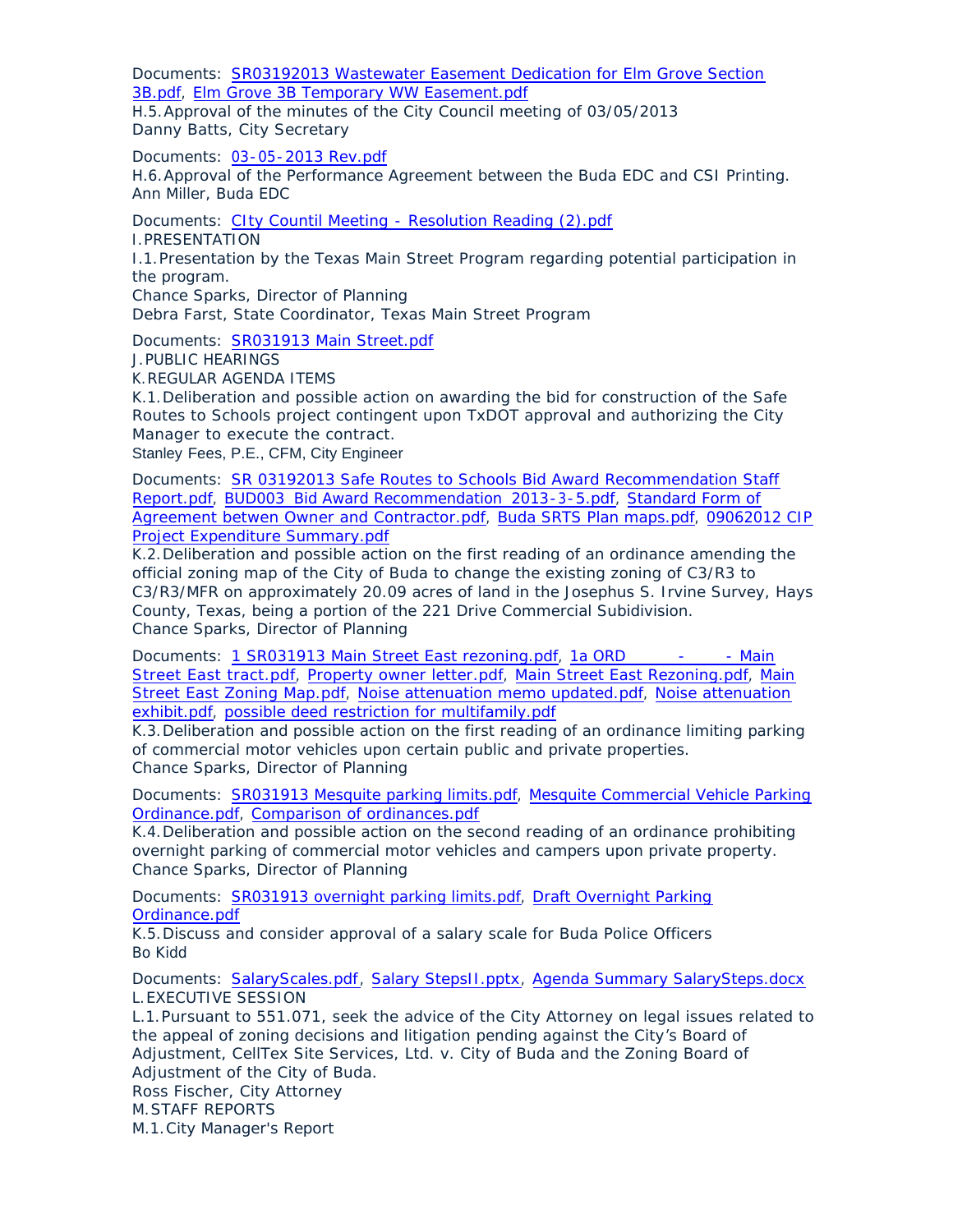Documents: [SR03192013 Wastewater Easement Dedication for Elm Grove Section 3B.pdf], [Elm Grove 3B Temporary WW Easement.pdf]

H.5. Approval of the minutes of the City Council meeting of 03/05/2013
Danny Batts, City Secretary

Documents: [03-05-2013 Rev.pdf]

H.6. Approval of the Performance Agreement between the Buda EDC and CSI Printing.
Ann Miller, Buda EDC

Documents: [CIty Countil Meeting - Resolution Reading (2).pdf]

I. PRESENTATION

I.1. Presentation by the Texas Main Street Program regarding potential participation in the program.
Chance Sparks, Director of Planning
Debra Farst, State Coordinator, Texas Main Street Program

Documents: [SR031913 Main Street.pdf]

J. PUBLIC HEARINGS

K. REGULAR AGENDA ITEMS

K.1. Deliberation and possible action on awarding the bid for construction of the Safe Routes to Schools project contingent upon TxDOT approval and authorizing the City Manager to execute the contract.
Stanley Fees, P.E., CFM, City Engineer

Documents: [SR 03192013 Safe Routes to Schools Bid Award Recommendation Staff Report.pdf], [BUD003_Bid Award Recommendation_2013-3-5.pdf], [Standard Form of Agreement betwen Owner and Contractor.pdf], [Buda SRTS Plan maps.pdf], [09062012 CIP Project Expenditure Summary.pdf]

K.2. Deliberation and possible action on the first reading of an ordinance amending the official zoning map of the City of Buda to change the existing zoning of C3/R3 to C3/R3/MFR on approximately 20.09 acres of land in the Josephus S. Irvine Survey, Hays County, Texas, being a portion of the 221 Drive Commercial Subidivision.
Chance Sparks, Director of Planning

Documents: [1 SR031913 Main Street East rezoning.pdf], [1a ORD - - Main Street East tract.pdf], [Property owner letter.pdf], [Main Street East Rezoning.pdf], [Main Street East Zoning Map.pdf], [Noise attenuation memo updated.pdf], [Noise attenuation exhibit.pdf], [possible deed restriction for multifamily.pdf]

K.3. Deliberation and possible action on the first reading of an ordinance limiting parking of commercial motor vehicles upon certain public and private properties.
Chance Sparks, Director of Planning

Documents: [SR031913 Mesquite parking limits.pdf], [Mesquite Commercial Vehicle Parking Ordinance.pdf], [Comparison of ordinances.pdf]

K.4. Deliberation and possible action on the second reading of an ordinance prohibiting overnight parking of commercial motor vehicles and campers upon private property.
Chance Sparks, Director of Planning

Documents: [SR031913 overnight parking limits.pdf], [Draft Overnight Parking Ordinance.pdf]

K.5. Discuss and consider approval of a salary scale for Buda Police Officers
Bo Kidd

Documents: [SalaryScales.pdf], [Salary StepsII.pptx], [Agenda Summary SalarySteps.docx]

L. EXECUTIVE SESSION

L.1. Pursuant to 551.071, seek the advice of the City Attorney on legal issues related to the appeal of zoning decisions and litigation pending against the City's Board of Adjustment, CellTex Site Services, Ltd. v. City of Buda and the Zoning Board of Adjustment of the City of Buda.
Ross Fischer, City Attorney

M. STAFF REPORTS

M.1. City Manager's Report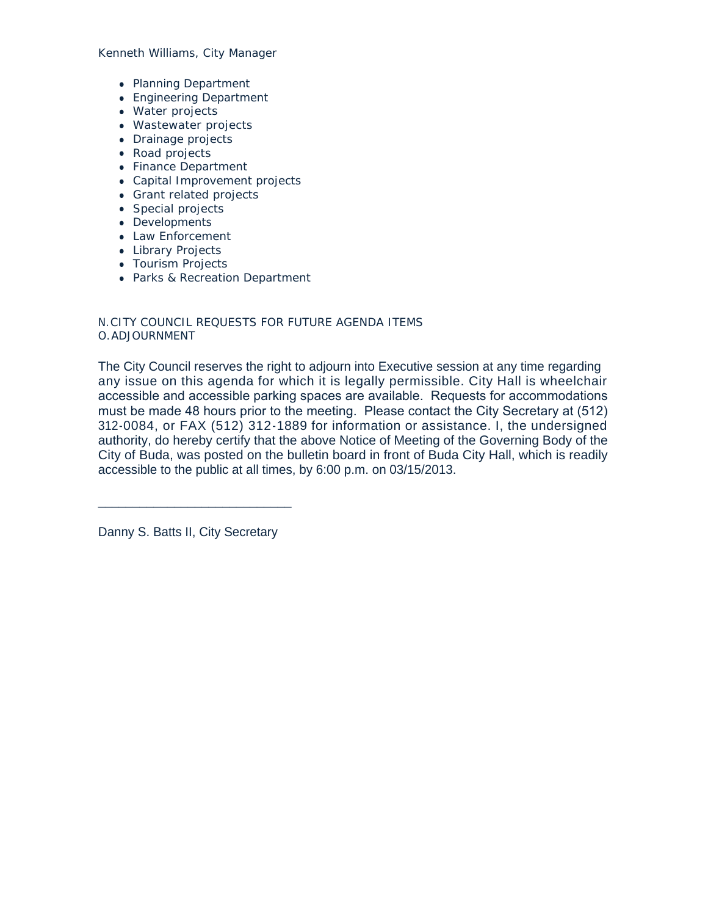Kenneth Williams, City Manager

- Planning Department
- Engineering Department
- Water projects
- Wastewater projects
- Drainage projects
- Road projects
- Finance Department
- Capital Improvement projects
- Grant related projects
- Special projects
- Developments
- Law Enforcement
- Library Projects
- Tourism Projects
- Parks & Recreation Department

N. CITY COUNCIL REQUESTS FOR FUTURE AGENDA ITEMS
O. ADJOURNMENT

The City Council reserves the right to adjourn into Executive session at any time regarding any issue on this agenda for which it is legally permissible. City Hall is wheelchair accessible and accessible parking spaces are available. Requests for accommodations must be made 48 hours prior to the meeting. Please contact the City Secretary at (512) 312-0084, or FAX (512) 312-1889 for information or assistance. I, the undersigned authority, do hereby certify that the above Notice of Meeting of the Governing Body of the City of Buda, was posted on the bulletin board in front of Buda City Hall, which is readily accessible to the public at all times, by 6:00 p.m. on 03/15/2013.

___________________________

Danny S. Batts II, City Secretary